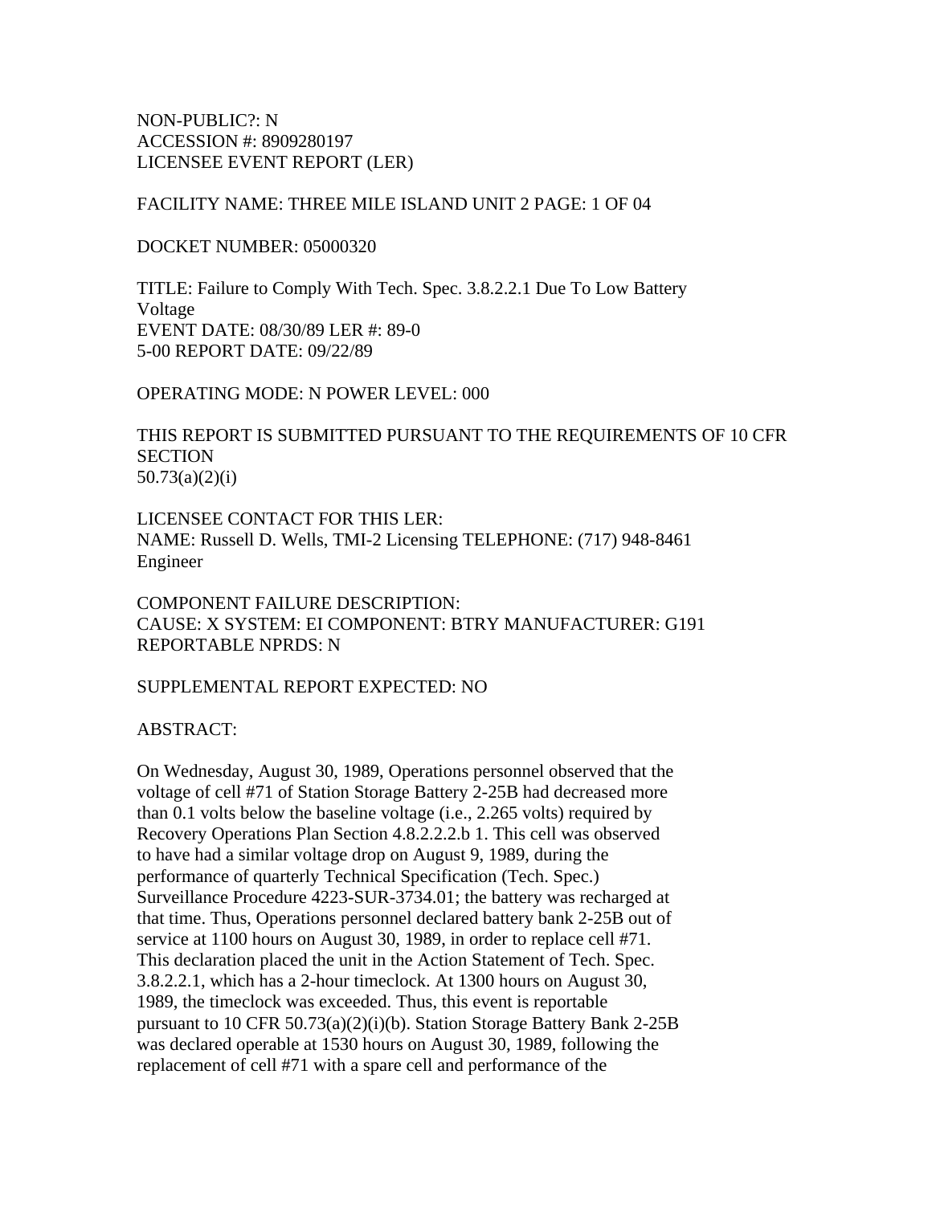NON-PUBLIC?: N
ACCESSION #: 8909280197
LICENSEE EVENT REPORT (LER)

FACILITY NAME: THREE MILE ISLAND UNIT 2 PAGE: 1 OF 04

DOCKET NUMBER: 05000320

TITLE: Failure to Comply With Tech. Spec. 3.8.2.2.1 Due To Low Battery Voltage
EVENT DATE: 08/30/89 LER #: 89-0
5-00 REPORT DATE: 09/22/89

OPERATING MODE: N POWER LEVEL: 000

THIS REPORT IS SUBMITTED PURSUANT TO THE REQUIREMENTS OF 10 CFR SECTION
50.73(a)(2)(i)

LICENSEE CONTACT FOR THIS LER:
NAME: Russell D. Wells, TMI-2 Licensing TELEPHONE: (717) 948-8461
Engineer

COMPONENT FAILURE DESCRIPTION:
CAUSE: X SYSTEM: EI COMPONENT: BTRY MANUFACTURER: G191
REPORTABLE NPRDS: N

SUPPLEMENTAL REPORT EXPECTED: NO

ABSTRACT:

On Wednesday, August 30, 1989, Operations personnel observed that the voltage of cell #71 of Station Storage Battery 2-25B had decreased more than 0.1 volts below the baseline voltage (i.e., 2.265 volts) required by Recovery Operations Plan Section 4.8.2.2.2.b 1. This cell was observed to have had a similar voltage drop on August 9, 1989, during the performance of quarterly Technical Specification (Tech. Spec.) Surveillance Procedure 4223-SUR-3734.01; the battery was recharged at that time. Thus, Operations personnel declared battery bank 2-25B out of service at 1100 hours on August 30, 1989, in order to replace cell #71. This declaration placed the unit in the Action Statement of Tech. Spec. 3.8.2.2.1, which has a 2-hour timeclock. At 1300 hours on August 30, 1989, the timeclock was exceeded. Thus, this event is reportable pursuant to 10 CFR 50.73(a)(2)(i)(b). Station Storage Battery Bank 2-25B was declared operable at 1530 hours on August 30, 1989, following the replacement of cell #71 with a spare cell and performance of the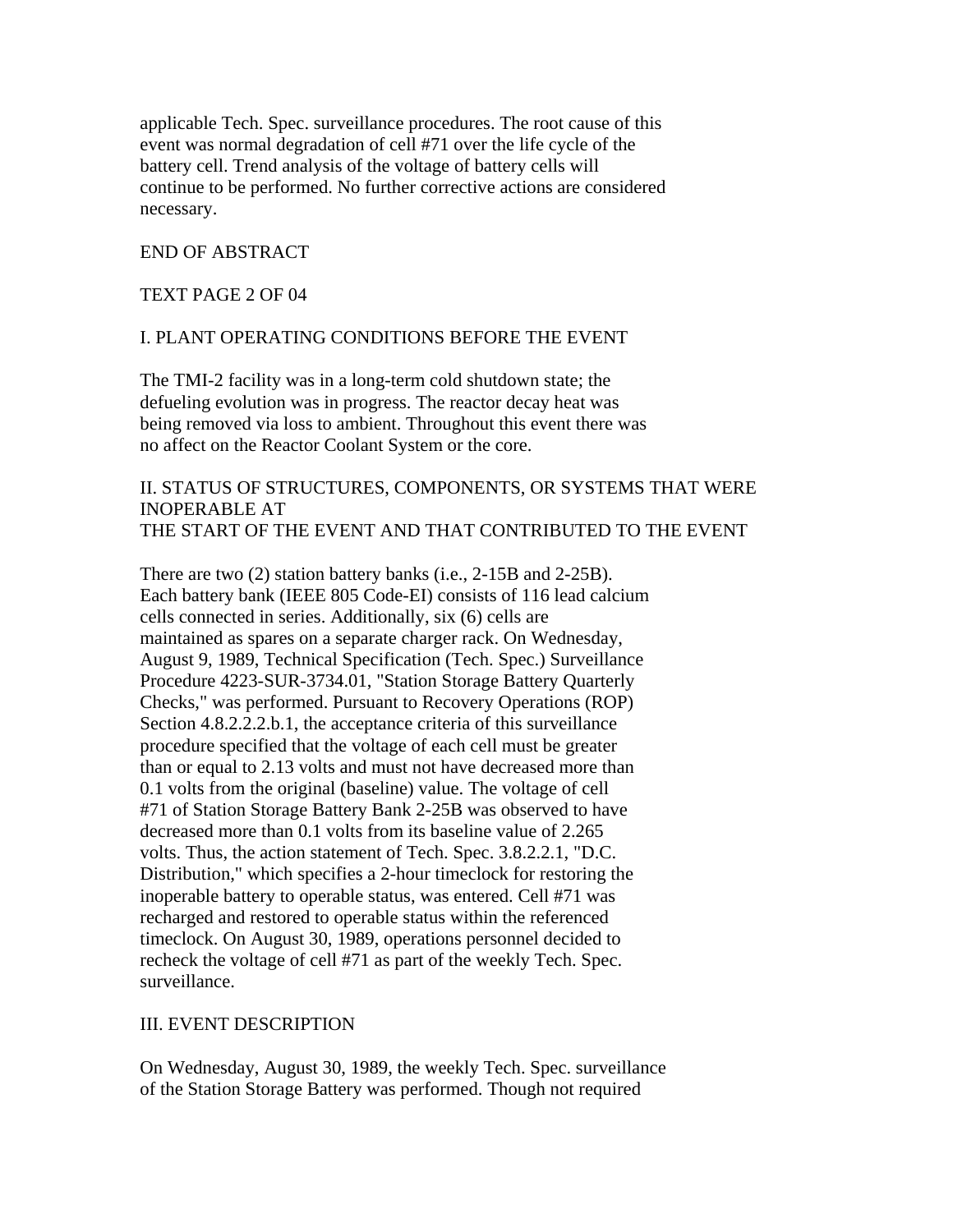applicable Tech. Spec. surveillance procedures. The root cause of this event was normal degradation of cell #71 over the life cycle of the battery cell. Trend analysis of the voltage of battery cells will continue to be performed. No further corrective actions are considered necessary.

END OF ABSTRACT

TEXT PAGE 2 OF 04

## I. PLANT OPERATING CONDITIONS BEFORE THE EVENT

The TMI-2 facility was in a long-term cold shutdown state; the defueling evolution was in progress. The reactor decay heat was being removed via loss to ambient. Throughout this event there was no affect on the Reactor Coolant System or the core.

## II. STATUS OF STRUCTURES, COMPONENTS, OR SYSTEMS THAT WERE INOPERABLE AT THE START OF THE EVENT AND THAT CONTRIBUTED TO THE EVENT

There are two (2) station battery banks (i.e., 2-15B and 2-25B). Each battery bank (IEEE 805 Code-EI) consists of 116 lead calcium cells connected in series. Additionally, six (6) cells are maintained as spares on a separate charger rack. On Wednesday, August 9, 1989, Technical Specification (Tech. Spec.) Surveillance Procedure 4223-SUR-3734.01, "Station Storage Battery Quarterly Checks," was performed. Pursuant to Recovery Operations (ROP) Section 4.8.2.2.2.b.1, the acceptance criteria of this surveillance procedure specified that the voltage of each cell must be greater than or equal to 2.13 volts and must not have decreased more than 0.1 volts from the original (baseline) value. The voltage of cell #71 of Station Storage Battery Bank 2-25B was observed to have decreased more than 0.1 volts from its baseline value of 2.265 volts. Thus, the action statement of Tech. Spec. 3.8.2.2.1, "D.C. Distribution," which specifies a 2-hour timeclock for restoring the inoperable battery to operable status, was entered. Cell #71 was recharged and restored to operable status within the referenced timeclock. On August 30, 1989, operations personnel decided to recheck the voltage of cell #71 as part of the weekly Tech. Spec. surveillance.

## III. EVENT DESCRIPTION

On Wednesday, August 30, 1989, the weekly Tech. Spec. surveillance of the Station Storage Battery was performed. Though not required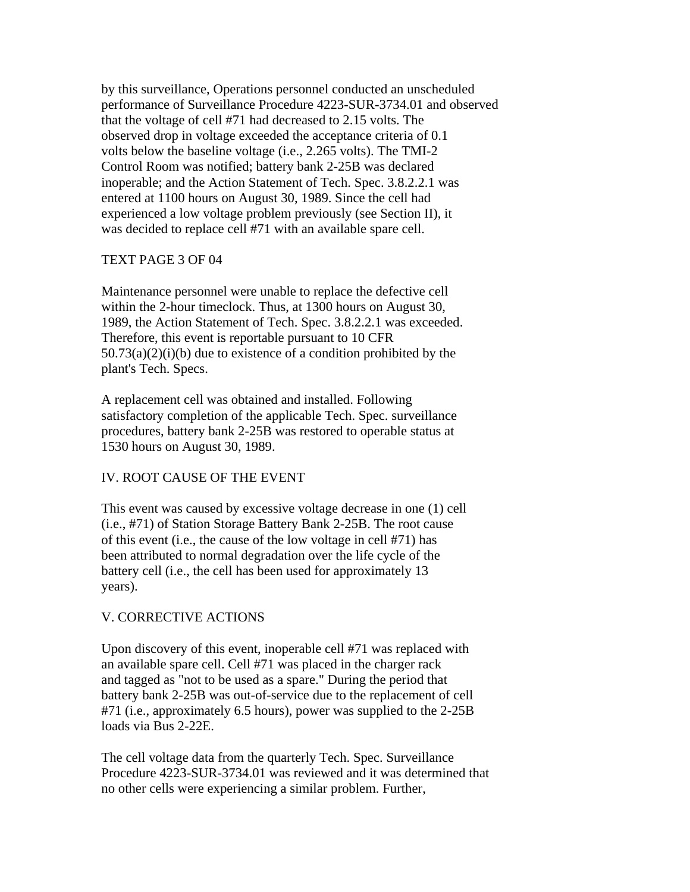by this surveillance, Operations personnel conducted an unscheduled performance of Surveillance Procedure 4223-SUR-3734.01 and observed that the voltage of cell #71 had decreased to 2.15 volts. The observed drop in voltage exceeded the acceptance criteria of 0.1 volts below the baseline voltage (i.e., 2.265 volts). The TMI-2 Control Room was notified; battery bank 2-25B was declared inoperable; and the Action Statement of Tech. Spec. 3.8.2.2.1 was entered at 1100 hours on August 30, 1989. Since the cell had experienced a low voltage problem previously (see Section II), it was decided to replace cell #71 with an available spare cell.

TEXT PAGE 3 OF 04

Maintenance personnel were unable to replace the defective cell within the 2-hour timeclock. Thus, at 1300 hours on August 30, 1989, the Action Statement of Tech. Spec. 3.8.2.2.1 was exceeded. Therefore, this event is reportable pursuant to 10 CFR 50.73(a)(2)(i)(b) due to existence of a condition prohibited by the plant's Tech. Specs.

A replacement cell was obtained and installed. Following satisfactory completion of the applicable Tech. Spec. surveillance procedures, battery bank 2-25B was restored to operable status at 1530 hours on August 30, 1989.

## IV. ROOT CAUSE OF THE EVENT

This event was caused by excessive voltage decrease in one (1) cell (i.e., #71) of Station Storage Battery Bank 2-25B. The root cause of this event (i.e., the cause of the low voltage in cell #71) has been attributed to normal degradation over the life cycle of the battery cell (i.e., the cell has been used for approximately 13 years).

## V. CORRECTIVE ACTIONS

Upon discovery of this event, inoperable cell #71 was replaced with an available spare cell. Cell #71 was placed in the charger rack and tagged as "not to be used as a spare." During the period that battery bank 2-25B was out-of-service due to the replacement of cell #71 (i.e., approximately 6.5 hours), power was supplied to the 2-25B loads via Bus 2-22E.

The cell voltage data from the quarterly Tech. Spec. Surveillance Procedure 4223-SUR-3734.01 was reviewed and it was determined that no other cells were experiencing a similar problem. Further,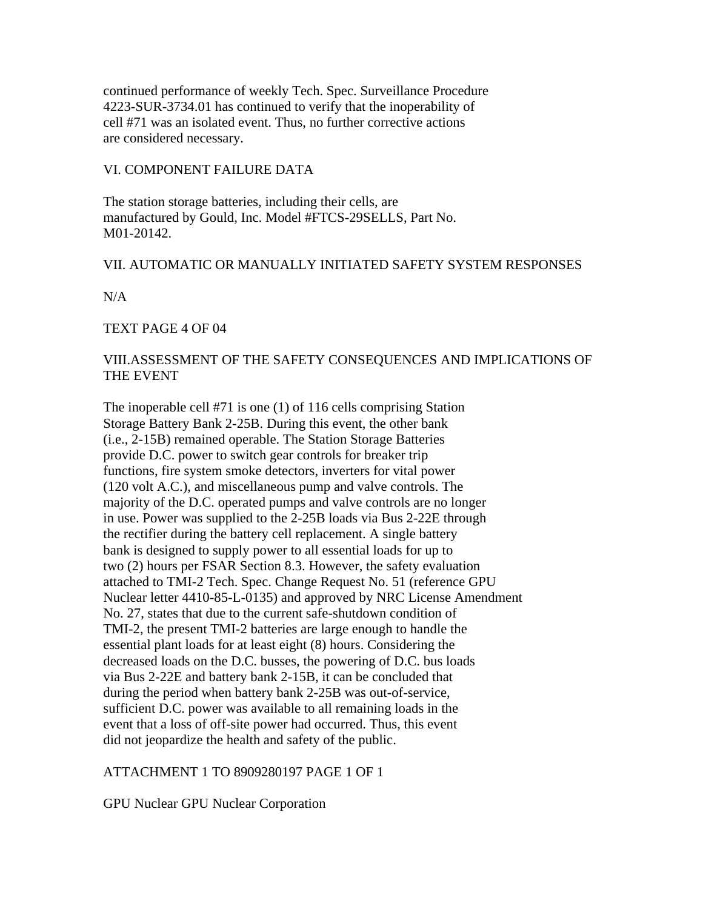continued performance of weekly Tech. Spec. Surveillance Procedure 4223-SUR-3734.01 has continued to verify that the inoperability of cell #71 was an isolated event. Thus, no further corrective actions are considered necessary.

## VI. COMPONENT FAILURE DATA

The station storage batteries, including their cells, are manufactured by Gould, Inc. Model #FTCS-29SELLS, Part No. M01-20142.

## VII. AUTOMATIC OR MANUALLY INITIATED SAFETY SYSTEM RESPONSES

N/A

TEXT PAGE 4 OF 04

## VIII.ASSESSMENT OF THE SAFETY CONSEQUENCES AND IMPLICATIONS OF THE EVENT

The inoperable cell #71 is one (1) of 116 cells comprising Station Storage Battery Bank 2-25B. During this event, the other bank (i.e., 2-15B) remained operable. The Station Storage Batteries provide D.C. power to switch gear controls for breaker trip functions, fire system smoke detectors, inverters for vital power (120 volt A.C.), and miscellaneous pump and valve controls. The majority of the D.C. operated pumps and valve controls are no longer in use. Power was supplied to the 2-25B loads via Bus 2-22E through the rectifier during the battery cell replacement. A single battery bank is designed to supply power to all essential loads for up to two (2) hours per FSAR Section 8.3. However, the safety evaluation attached to TMI-2 Tech. Spec. Change Request No. 51 (reference GPU Nuclear letter 4410-85-L-0135) and approved by NRC License Amendment No. 27, states that due to the current safe-shutdown condition of TMI-2, the present TMI-2 batteries are large enough to handle the essential plant loads for at least eight (8) hours. Considering the decreased loads on the D.C. busses, the powering of D.C. bus loads via Bus 2-22E and battery bank 2-15B, it can be concluded that during the period when battery bank 2-25B was out-of-service, sufficient D.C. power was available to all remaining loads in the event that a loss of off-site power had occurred. Thus, this event did not jeopardize the health and safety of the public.

ATTACHMENT 1 TO 8909280197 PAGE 1 OF 1

GPU Nuclear GPU Nuclear Corporation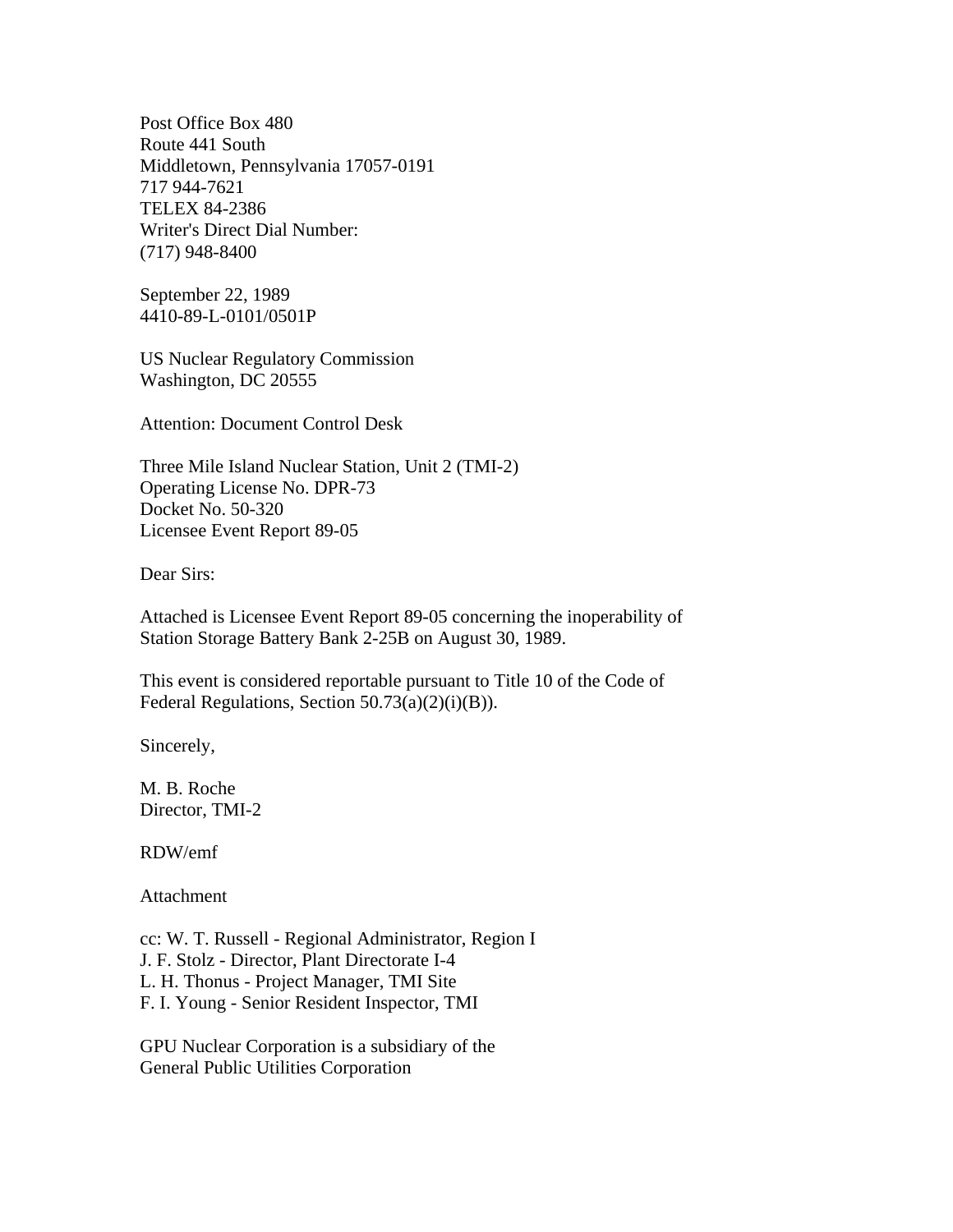Post Office Box 480
Route 441 South
Middletown, Pennsylvania 17057-0191
717 944-7621
TELEX 84-2386
Writer's Direct Dial Number:
(717) 948-8400

September 22, 1989
4410-89-L-0101/0501P

US Nuclear Regulatory Commission
Washington, DC 20555

Attention: Document Control Desk

Three Mile Island Nuclear Station, Unit 2 (TMI-2)
Operating License No. DPR-73
Docket No. 50-320
Licensee Event Report 89-05

Dear Sirs:

Attached is Licensee Event Report 89-05 concerning the inoperability of Station Storage Battery Bank 2-25B on August 30, 1989.

This event is considered reportable pursuant to Title 10 of the Code of Federal Regulations, Section 50.73(a)(2)(i)(B)).

Sincerely,

M. B. Roche
Director, TMI-2

RDW/emf

Attachment

cc: W. T. Russell - Regional Administrator, Region I
J. F. Stolz - Director, Plant Directorate I-4
L. H. Thonus - Project Manager, TMI Site
F. I. Young - Senior Resident Inspector, TMI

GPU Nuclear Corporation is a subsidiary of the
General Public Utilities Corporation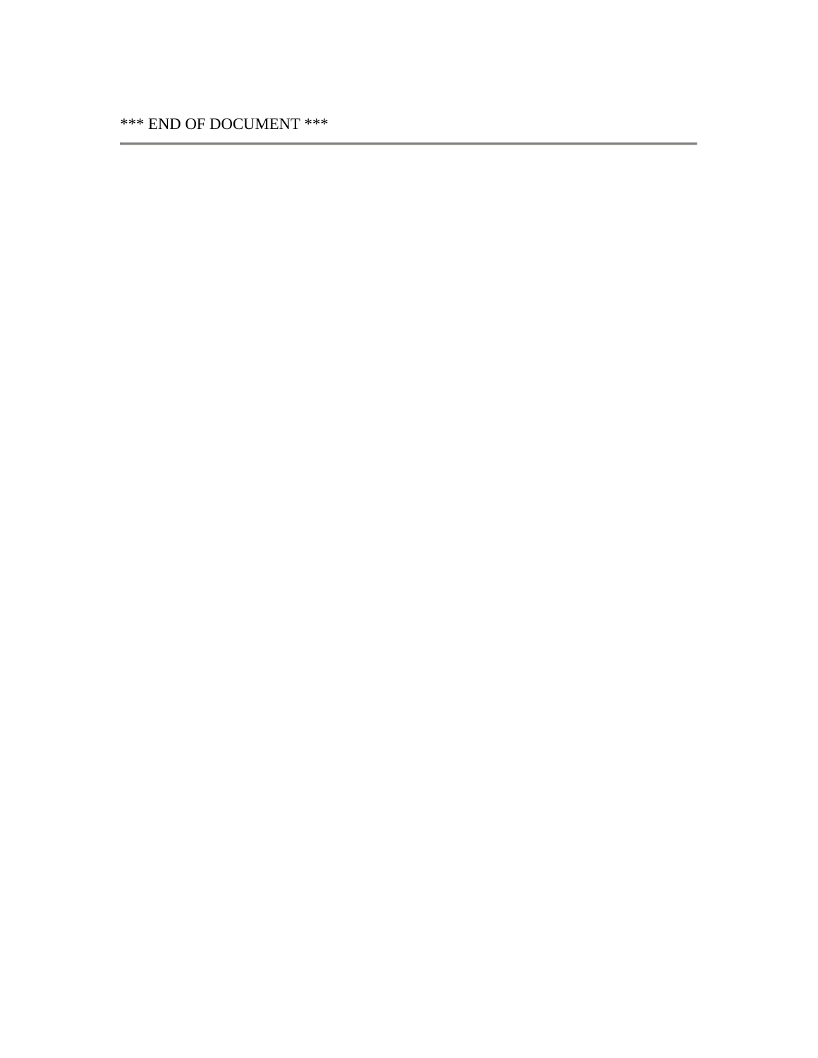*** END OF DOCUMENT ***

---